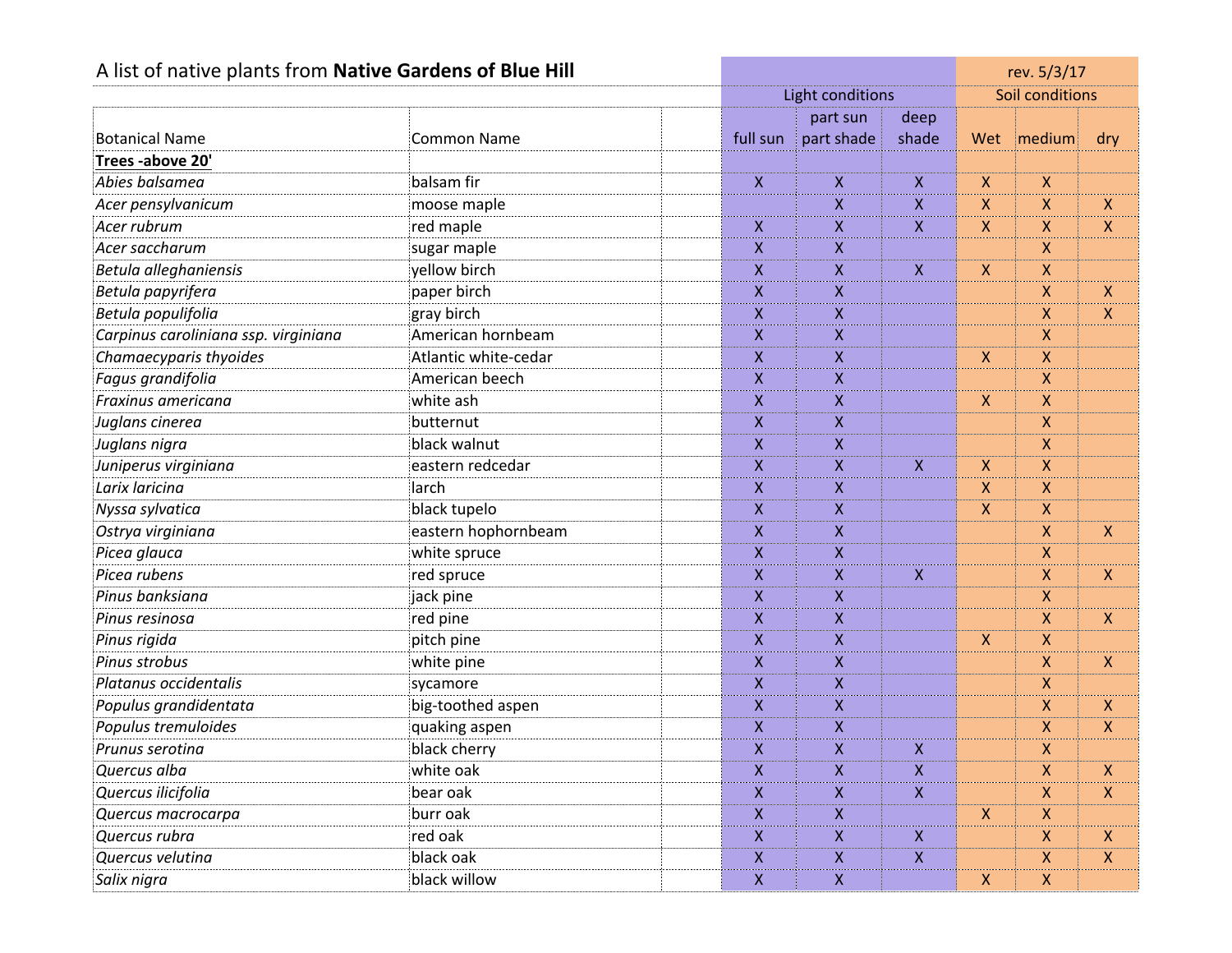A list of native plants from **Native Gardens of Blue Hill**

rev. 5/3/17

| Botanical Name | Common Name | | Light conditions | | | Soil conditions | | |
|---|---|---|---|---|---|---|---|---|
| | | | full sun | part sun part shade | deep shade | Wet | medium | dry |
| **Trees -above 20'** | | | | | | | | |
| *Abies balsamea* | balsam fir | | X | X | X | X | X | |
| *Acer pensylvanicum* | moose maple | | | X | X | X | X | X |
| *Acer rubrum* | red maple | | X | X | X | X | X | X |
| *Acer saccharum* | sugar maple | | X | X | | | X | |
| *Betula alleghaniensis* | yellow birch | | X | X | X | X | X | |
| *Betula papyrifera* | paper birch | | X | X | | | X | X |
| *Betula populifolia* | gray birch | | X | X | | | X | X |
| *Carpinus caroliniana ssp. virginiana* | American hornbeam | | X | X | | | X | |
| *Chamaecyparis thyoides* | Atlantic white-cedar | | X | X | | X | X | |
| *Fagus grandifolia* | American beech | | X | X | | | X | |
| *Fraxinus americana* | white ash | | X | X | | X | X | |
| *Juglans cinerea* | butternut | | X | X | | | X | |
| *Juglans nigra* | black walnut | | X | X | | | X | |
| *Juniperus virginiana* | eastern redcedar | | X | X | X | X | X | |
| *Larix laricina* | larch | | X | X | | X | X | |
| *Nyssa sylvatica* | black tupelo | | X | X | | X | X | |
| *Ostrya virginiana* | eastern hophornbeam | | X | X | | | X | X |
| *Picea glauca* | white spruce | | X | X | | | X | |
| *Picea rubens* | red spruce | | X | X | X | | X | X |
| *Pinus banksiana* | jack pine | | X | X | | | X | |
| *Pinus resinosa* | red pine | | X | X | | | X | X |
| *Pinus rigida* | pitch pine | | X | X | | X | X | |
| *Pinus strobus* | white pine | | X | X | | | X | X |
| *Platanus occidentalis* | sycamore | | X | X | | | X | |
| *Populus grandidentata* | big-toothed aspen | | X | X | | | X | X |
| *Populus tremuloides* | quaking aspen | | X | X | | | X | X |
| *Prunus serotina* | black cherry | | X | X | X | | X | |
| *Quercus alba* | white oak | | X | X | X | | X | X |
| *Quercus ilicifolia* | bear oak | | X | X | X | | X | X |
| *Quercus macrocarpa* | burr oak | | X | X | | X | X | |
| *Quercus rubra* | red oak | | X | X | X | | X | X |
| *Quercus velutina* | black oak | | X | X | X | | X | X |
| *Salix nigra* | black willow | | X | X | | X | X | |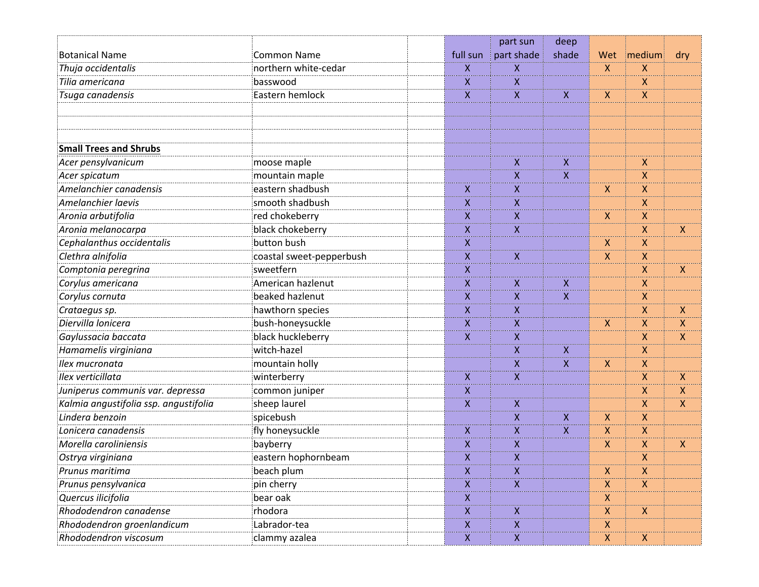| Botanical Name | Common Name | | full sun | part sun part shade | deep shade | Wet | medium | dry |
|---|---|---|---|---|---|---|---|---|
| *Thuja occidentalis* | northern white-cedar | | X | X | | X | X | |
| *Tilia americana* | basswood | | X | X | | | X | |
| *Tsuga canadensis* | Eastern hemlock | | X | X | X | X | X | |
| | | | | | | | | |
| | | | | | | | | |
| | | | | | | | | |
| **Small Trees and Shrubs** | | | | | | | | |
| *Acer pensylvanicum* | moose maple | | | X | X | | X | |
| *Acer spicatum* | mountain maple | | | X | X | | X | |
| *Amelanchier canadensis* | eastern shadbush | | X | X | | X | X | |
| *Amelanchier laevis* | smooth shadbush | | X | X | | | X | |
| *Aronia arbutifolia* | red chokeberry | | X | X | | X | X | |
| *Aronia melanocarpa* | black chokeberry | | X | X | | | X | X |
| *Cephalanthus occidentalis* | button bush | | X | | | X | X | |
| *Clethra alnifolia* | coastal sweet-pepperbush | | X | X | | X | X | |
| *Comptonia peregrina* | sweetfern | | X | | | | X | X |
| *Corylus americana* | American hazlenut | | X | X | X | | X | |
| *Corylus cornuta* | beaked hazlenut | | X | X | X | | X | |
| *Crataegus sp.* | hawthorn species | | X | X | | | X | X |
| *Diervilla lonicera* | bush-honeysuckle | | X | X | | X | X | X |
| *Gaylussacia baccata* | black huckleberry | | X | X | | | X | X |
| *Hamamelis virginiana* | witch-hazel | | | X | X | | X | |
| *Ilex mucronata* | mountain holly | | | X | X | X | X | |
| *Ilex verticillata* | winterberry | | X | X | | | X | X |
| *Juniperus communis var. depressa* | common juniper | | X | | | | X | X |
| *Kalmia angustifolia ssp. angustifolia* | sheep laurel | | X | X | | | X | X |
| *Lindera benzoin* | spicebush | | | X | X | X | X | |
| *Lonicera canadensis* | fly honeysuckle | | X | X | X | X | X | |
| *Morella caroliniensis* | bayberry | | X | X | | X | X | X |
| *Ostrya virginiana* | eastern hophornbeam | | X | X | | | X | |
| *Prunus maritima* | beach plum | | X | X | | X | X | |
| *Prunus pensylvanica* | pin cherry | | X | X | | X | X | |
| *Quercus ilicifolia* | bear oak | | X | | | X | | |
| *Rhododendron canadense* | rhodora | | X | X | | X | X | |
| *Rhododendron groenlandicum* | Labrador-tea | | X | X | | X | | |
| *Rhododendron viscosum* | clammy azalea | | X | X | | X | X | |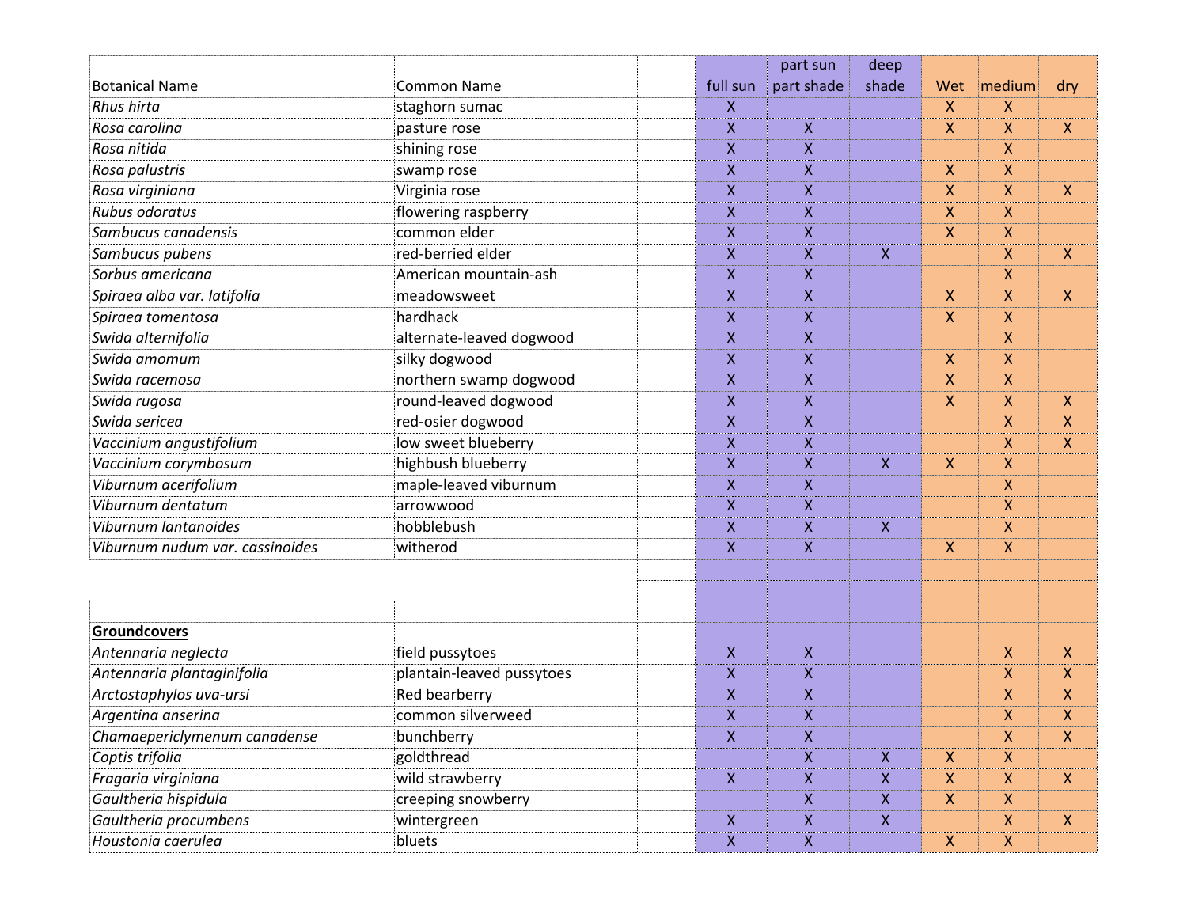| Botanical Name | Common Name | | full sun | part sun part shade | deep shade | Wet | medium | dry |
|---|---|---|---|---|---|---|---|---|
| *Rhus hirta* | staghorn sumac | | X | | | X | X | |
| *Rosa carolina* | pasture rose | | X | X | | X | X | X |
| *Rosa nitida* | shining rose | | X | X | | | X | |
| *Rosa palustris* | swamp rose | | X | X | | X | X | |
| *Rosa virginiana* | Virginia rose | | X | X | | X | X | X |
| *Rubus odoratus* | flowering raspberry | | X | X | | X | X | |
| *Sambucus canadensis* | common elder | | X | X | | X | X | |
| *Sambucus pubens* | red-berried elder | | X | X | X | | X | X |
| *Sorbus americana* | American mountain-ash | | X | X | | | X | |
| *Spiraea alba var. latifolia* | meadowsweet | | X | X | | X | X | X |
| *Spiraea tomentosa* | hardhack | | X | X | | X | X | |
| *Swida alternifolia* | alternate-leaved dogwood | | X | X | | | X | |
| *Swida amomum* | silky dogwood | | X | X | | X | X | |
| *Swida racemosa* | northern swamp dogwood | | X | X | | X | X | |
| *Swida rugosa* | round-leaved dogwood | | X | X | | X | X | X |
| *Swida sericea* | red-osier dogwood | | X | X | | | X | X |
| *Vaccinium angustifolium* | low sweet blueberry | | X | X | | | X | X |
| *Vaccinium corymbosum* | highbush blueberry | | X | X | X | X | X | |
| *Viburnum acerifolium* | maple-leaved viburnum | | X | X | | | X | |
| *Viburnum dentatum* | arrowwood | | X | X | | | X | |
| *Viburnum lantanoides* | hobblebush | | X | X | X | | X | |
| *Viburnum nudum var. cassinoides* | witherod | | X | X | | X | X | |
| | | | | | | | | |
| **Groundcovers** | | | | | | | | |
| *Antennaria neglecta* | field pussytoes | | X | X | | | X | X |
| *Antennaria plantaginifolia* | plantain-leaved pussytoes | | X | X | | | X | X |
| *Arctostaphylos uva-ursi* | Red bearberry | | X | X | | | X | X |
| *Argentina anserina* | common silverweed | | X | X | | | X | X |
| *Chamaepericlymenum canadense* | bunchberry | | X | X | | | X | X |
| *Coptis trifolia* | goldthread | | | X | X | X | X | |
| *Fragaria virginiana* | wild strawberry | | X | X | X | X | X | X |
| *Gaultheria hispidula* | creeping snowberry | | | X | X | X | X | |
| *Gaultheria procumbens* | wintergreen | | X | X | X | | X | X |
| *Houstonia caerulea* | bluets | | X | X | | X | X | |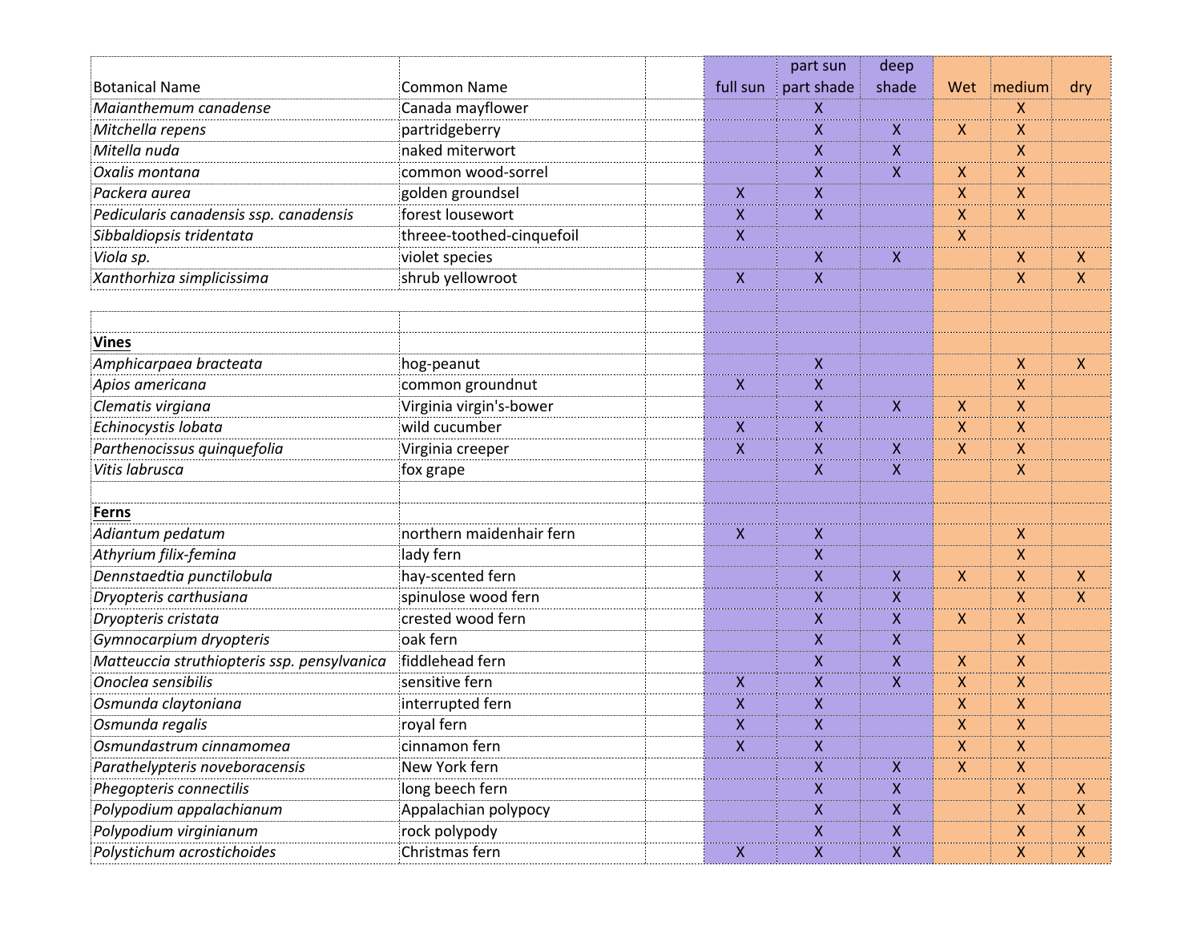| Botanical Name | Common Name | | full sun | part sun part shade | deep shade | Wet | medium | dry |
|---|---|---|---|---|---|---|---|---|
| *Maianthemum canadense* | Canada mayflower | | | X | | | X | |
| *Mitchella repens* | partridgeberry | | | X | X | X | X | |
| *Mitella nuda* | naked miterwort | | | X | X | | X | |
| *Oxalis montana* | common wood-sorrel | | | X | X | X | X | |
| *Packera aurea* | golden groundsel | | X | X | | X | X | |
| *Pedicularis canadensis ssp. canadensis* | forest lousewort | | X | X | | X | X | |
| *Sibbaldiopsis tridentata* | threee-toothed-cinquefoil | | X | | | X | | |
| *Viola sp.* | violet species | | | X | X | | X | X |
| *Xanthorhiza simplicissima* | shrub yellowroot | | X | X | | | X | X |
| | | | | | | | | |
| | | | | | | | | |
| **Vines** | | | | | | | | |
| *Amphicarpaea bracteata* | hog-peanut | | | X | | | X | X |
| *Apios americana* | common groundnut | | X | X | | | X | |
| *Clematis virgiana* | Virginia virgin's-bower | | | X | X | X | X | |
| *Echinocystis lobata* | wild cucumber | | X | X | | X | X | |
| *Parthenocissus quinquefolia* | Virginia creeper | | X | X | X | X | X | |
| *Vitis labrusca* | fox grape | | | X | X | | X | |
| | | | | | | | | |
| **Ferns** | | | | | | | | |
| *Adiantum pedatum* | northern maidenhair fern | | X | X | | | X | |
| *Athyrium filix-femina* | lady fern | | | X | | | X | |
| *Dennstaedtia punctilobula* | hay-scented fern | | | X | X | X | X | X |
| *Dryopteris carthusiana* | spinulose wood fern | | | X | X | | X | X |
| *Dryopteris cristata* | crested wood fern | | | X | X | X | X | |
| *Gymnocarpium dryopteris* | oak fern | | | X | X | | X | |
| *Matteuccia struthiopteris ssp. pensylvanica* | fiddlehead fern | | | X | X | X | X | |
| *Onoclea sensibilis* | sensitive fern | | X | X | X | X | X | |
| *Osmunda claytoniana* | interrupted fern | | X | X | | X | X | |
| *Osmunda regalis* | royal fern | | X | X | | X | X | |
| *Osmundastrum cinnamomea* | cinnamon fern | | X | X | | X | X | |
| *Parathelypteris noveboracensis* | New York fern | | | X | X | X | X | |
| *Phegopteris connectilis* | long beech fern | | | X | X | | X | X |
| *Polypodium appalachianum* | Appalachian polypocy | | | X | X | | X | X |
| *Polypodium virginianum* | rock polypody | | | X | X | | X | X |
| *Polystichum acrostichoides* | Christmas fern | | X | X | X | | X | X |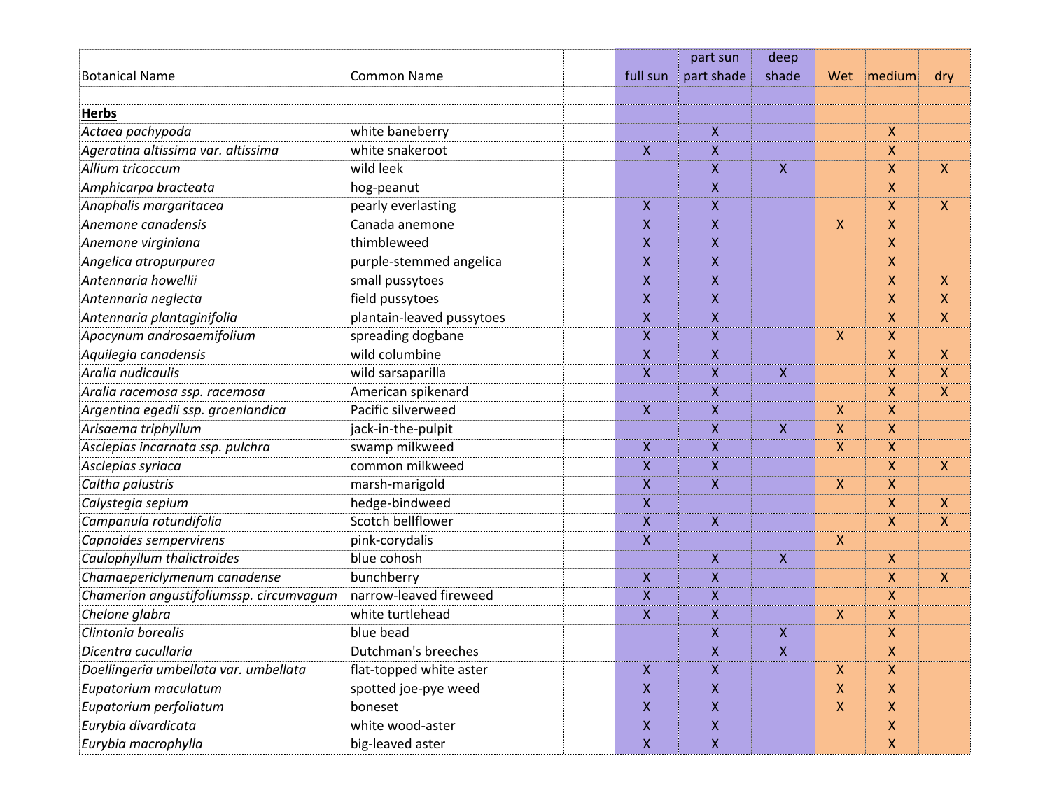| Botanical Name | Common Name | | full sun | part sun part shade | deep shade | Wet | medium | dry |
|---|---|---|---|---|---|---|---|---|
| | | | | | | | | |
| **Herbs** | | | | | | | | |
| *Actaea pachypoda* | white baneberry | | | X | | | X | |
| *Ageratina altissima var. altissima* | white snakeroot | | X | X | | | X | |
| *Allium tricoccum* | wild leek | | | X | X | | X | X |
| *Amphicarpa bracteata* | hog-peanut | | | X | | | X | |
| *Anaphalis margaritacea* | pearly everlasting | | X | X | | | X | X |
| *Anemone canadensis* | Canada anemone | | X | X | | X | X | |
| *Anemone virginiana* | thimbleweed | | X | X | | | X | |
| *Angelica atropurpurea* | purple-stemmed angelica | | X | X | | | X | |
| *Antennaria howellii* | small pussytoes | | X | X | | | X | X |
| *Antennaria neglecta* | field pussytoes | | X | X | | | X | X |
| *Antennaria plantaginifolia* | plantain-leaved pussytoes | | X | X | | | X | X |
| *Apocynum androsaemifolium* | spreading dogbane | | X | X | | X | X | |
| *Aquilegia canadensis* | wild columbine | | X | X | | | X | X |
| *Aralia nudicaulis* | wild sarsaparilla | | X | X | X | | X | X |
| *Aralia racemosa ssp. racemosa* | American spikenard | | | X | | | X | X |
| *Argentina egedii ssp. groenlandica* | Pacific silverweed | | X | X | | X | X | |
| *Arisaema triphyllum* | jack-in-the-pulpit | | | X | X | X | X | |
| *Asclepias incarnata ssp. pulchra* | swamp milkweed | | X | X | | X | X | |
| *Asclepias syriaca* | common milkweed | | X | X | | | X | X |
| *Caltha palustris* | marsh-marigold | | X | X | | X | X | |
| *Calystegia sepium* | hedge-bindweed | | X | | | | X | X |
| *Campanula rotundifolia* | Scotch bellflower | | X | X | | | X | X |
| *Capnoides sempervirens* | pink-corydalis | | X | | | X | | |
| *Caulophyllum thalictroides* | blue cohosh | | | X | X | | X | |
| *Chamaepericlymenum canadense* | bunchberry | | X | X | | | X | X |
| *Chamerion angustifoliumssp. circumvagum* | narrow-leaved fireweed | | X | X | | | X | |
| *Chelone glabra* | white turtlehead | | X | X | | X | X | |
| *Clintonia borealis* | blue bead | | | X | X | | X | |
| *Dicentra cucullaria* | Dutchman's breeches | | | X | X | | X | |
| *Doellingeria umbellata var. umbellata* | flat-topped white aster | | X | X | | X | X | |
| *Eupatorium maculatum* | spotted joe-pye weed | | X | X | | X | X | |
| *Eupatorium perfoliatum* | boneset | | X | X | | X | X | |
| *Eurybia divardicata* | white wood-aster | | X | X | | | X | |
| *Eurybia macrophylla* | big-leaved aster | | X | X | | | X | |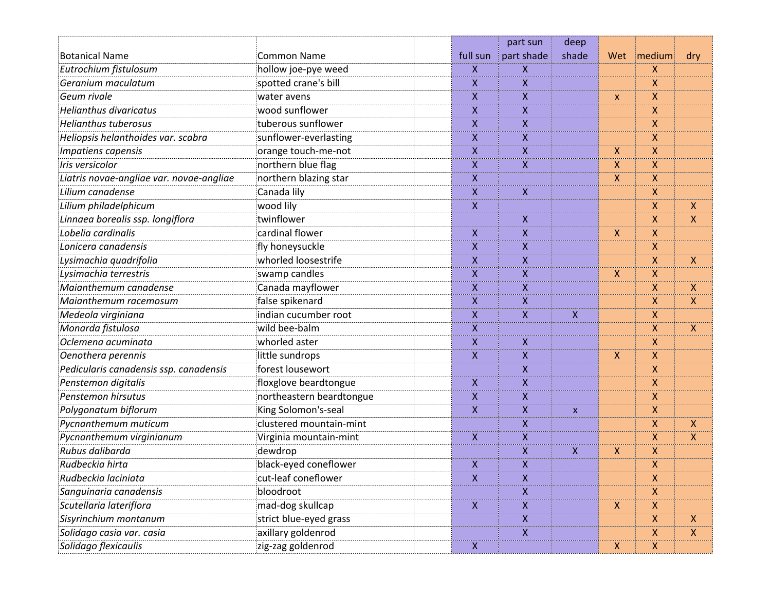| Botanical Name | Common Name | | full sun | part sun part shade | deep shade | Wet | medium | dry |
|---|---|---|---|---|---|---|---|---|
| *Eutrochium fistulosum* | hollow joe-pye weed | | X | X | | | X | |
| *Geranium maculatum* | spotted crane's bill | | X | X | | | X | |
| *Geum rivale* | water avens | | X | X | | x | X | |
| *Helianthus divaricatus* | wood sunflower | | X | X | | | X | |
| *Helianthus tuberosus* | tuberous sunflower | | X | X | | | X | |
| *Heliopsis helanthoides var. scabra* | sunflower-everlasting | | X | X | | | X | |
| *Impatiens capensis* | orange touch-me-not | | X | X | | X | X | |
| *Iris versicolor* | northern blue flag | | X | X | | X | X | |
| *Liatris novae-angliae var. novae-angliae* | northern blazing star | | X | | | X | X | |
| *Lilium canadense* | Canada lily | | X | X | | | X | |
| *Lilium philadelphicum* | wood lily | | X | | | | X | X |
| *Linnaea borealis ssp. longiflora* | twinflower | | | X | | | X | X |
| *Lobelia cardinalis* | cardinal flower | | X | X | | X | X | |
| *Lonicera canadensis* | fly honeysuckle | | X | X | | | X | |
| *Lysimachia quadrifolia* | whorled loosestrife | | X | X | | | X | X |
| *Lysimachia terrestris* | swamp candles | | X | X | | X | X | |
| *Maianthemum canadense* | Canada mayflower | | X | X | | | X | X |
| *Maianthemum racemosum* | false spikenard | | X | X | | | X | X |
| *Medeola virginiana* | indian cucumber root | | X | X | X | | X | |
| *Monarda fistulosa* | wild bee-balm | | X | | | | X | X |
| *Oclemena acuminata* | whorled aster | | X | X | | | X | |
| *Oenothera perennis* | little sundrops | | X | X | | X | X | |
| *Pedicularis canadensis ssp. canadensis* | forest lousewort | | | X | | | X | |
| *Penstemon digitalis* | floxglove beardtongue | | X | X | | | X | |
| *Penstemon hirsutus* | northeastern beardtongue | | X | X | | | X | |
| *Polygonatum biflorum* | King Solomon's-seal | | X | X | x | | X | |
| *Pycnanthemum muticum* | clustered mountain-mint | | | X | | | X | X |
| *Pycnanthemum virginianum* | Virginia mountain-mint | | X | X | | | X | X |
| *Rubus dalibarda* | dewdrop | | | X | X | X | X | |
| *Rudbeckia hirta* | black-eyed coneflower | | X | X | | | X | |
| *Rudbeckia laciniata* | cut-leaf coneflower | | X | X | | | X | |
| *Sanguinaria canadensis* | bloodroot | | | X | | | X | |
| *Scutellaria lateriflora* | mad-dog skullcap | | X | X | | X | X | |
| *Sisyrinchium montanum* | strict blue-eyed grass | | | X | | | X | X |
| *Solidago casia var. casia* | axillary goldenrod | | | X | | | X | X |
| *Solidago flexicaulis* | zig-zag goldenrod | | X | | | X | X | |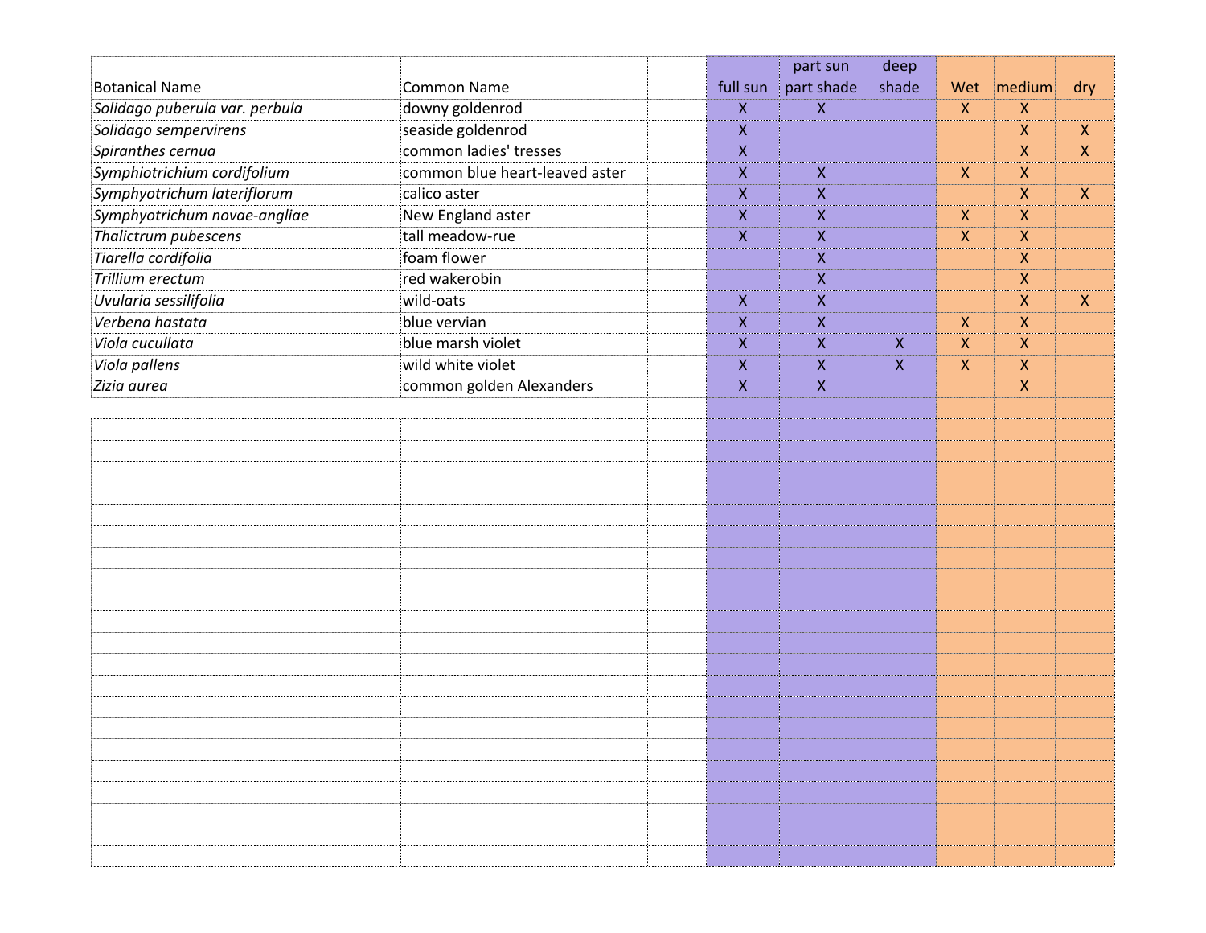| Botanical Name | Common Name | | full sun | part sun part shade | deep shade | Wet | medium | dry |
|---|---|---|---|---|---|---|---|---|
| *Solidago puberula var. perbula* | downy goldenrod | | X | X | | X | X | |
| *Solidago sempervirens* | seaside goldenrod | | X | | | | X | X |
| *Spiranthes cernua* | common ladies' tresses | | X | | | | X | X |
| *Symphiotrichium cordifolium* | common blue heart-leaved aster | | X | X | | X | X | |
| *Symphyotrichum lateriflorum* | calico aster | | X | X | | | X | X |
| *Symphyotrichum novae-angliae* | New England aster | | X | X | | X | X | |
| *Thalictrum pubescens* | tall meadow-rue | | X | X | | X | X | |
| *Tiarella cordifolia* | foam flower | | | X | | | X | |
| *Trillium erectum* | red wakerobin | | | X | | | X | |
| *Uvularia sessilifolia* | wild-oats | | X | X | | | X | X |
| *Verbena hastata* | blue vervian | | X | X | | X | X | |
| *Viola cucullata* | blue marsh violet | | X | X | X | X | X | |
| *Viola pallens* | wild white violet | | X | X | X | X | X | |
| *Zizia aurea* | common golden Alexanders | | X | X | | | X | |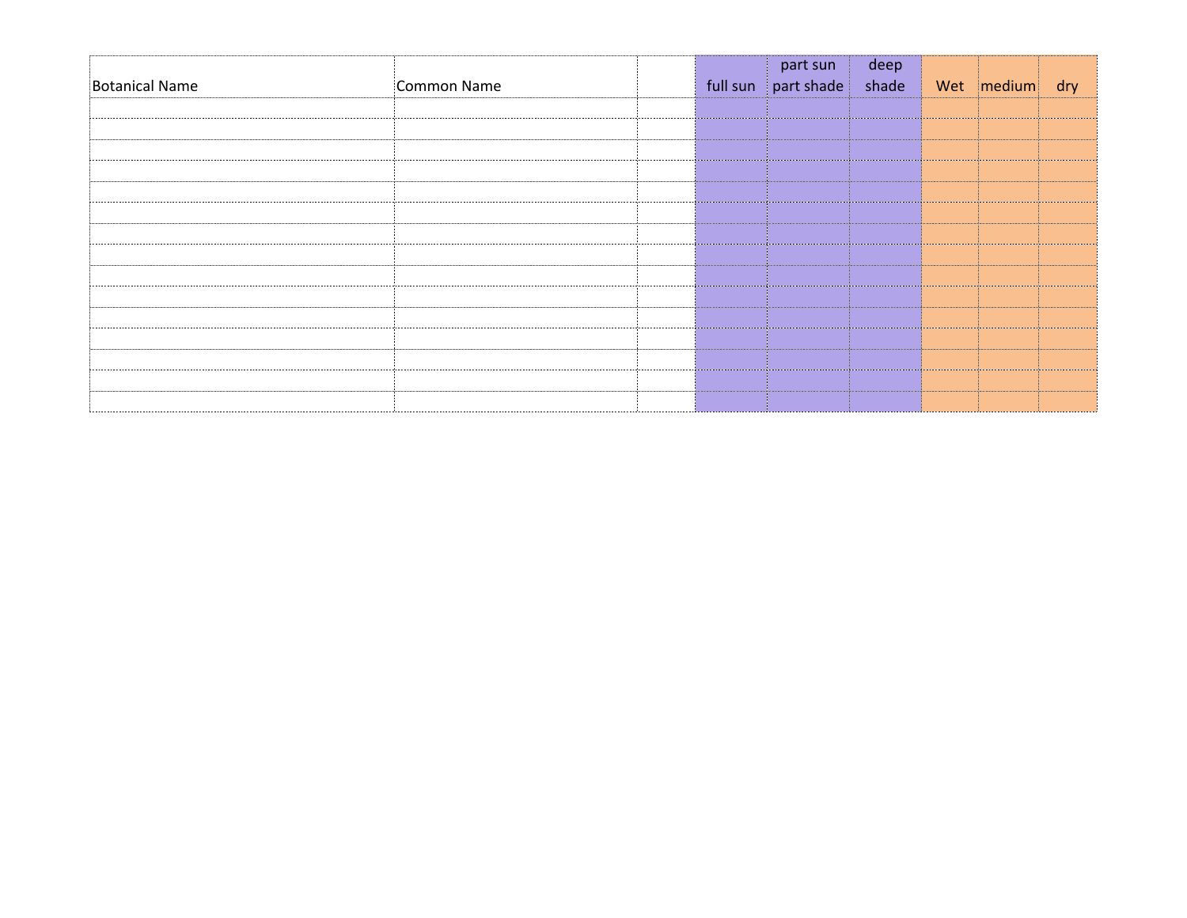| Botanical Name | Common Name | | full sun | part sun part shade | deep shade | Wet | medium | dry |
|---|---|---|---|---|---|---|---|---|
| | | | | | | | | |
| | | | | | | | | |
| | | | | | | | | |
| | | | | | | | | |
| | | | | | | | | |
| | | | | | | | | |
| | | | | | | | | |
| | | | | | | | | |
| | | | | | | | | |
| | | | | | | | | |
| | | | | | | | | |
| | | | | | | | | |
| | | | | | | | | |
| | | | | | | | | |
| | | | | | | | | |